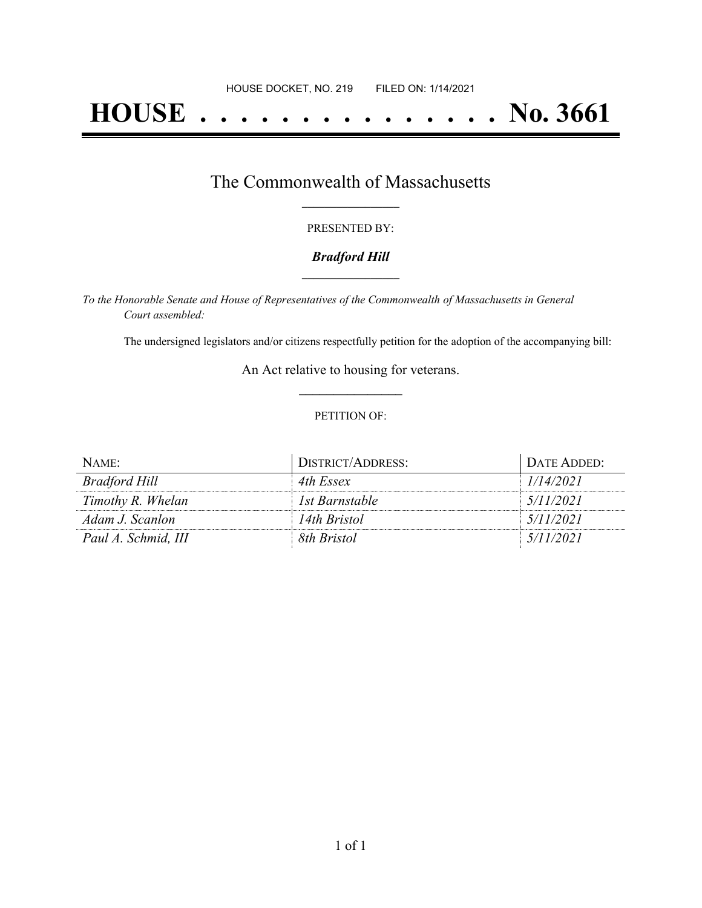HOUSE DOCKET, NO. 219 FILED ON: 1/14/2021

# HOUSE . . . . . . . . . . . . . . . No. 3661

## The Commonwealth of Massachusetts

PRESENTED BY:

***Bradford Hill***

*To the Honorable Senate and House of Representatives of the Commonwealth of Massachusetts in General Court assembled:*

The undersigned legislators and/or citizens respectfully petition for the adoption of the accompanying bill:

An Act relative to housing for veterans.

PETITION OF:

| NAME: | DISTRICT/ADDRESS: | DATE ADDED: |
|---|---|---|
| *Bradford Hill* | *4th Essex* | *1/14/2021* |
| *Timothy R. Whelan* | *1st Barnstable* | *5/11/2021* |
| *Adam J. Scanlon* | *14th Bristol* | *5/11/2021* |
| *Paul A. Schmid, III* | *8th Bristol* | *5/11/2021* |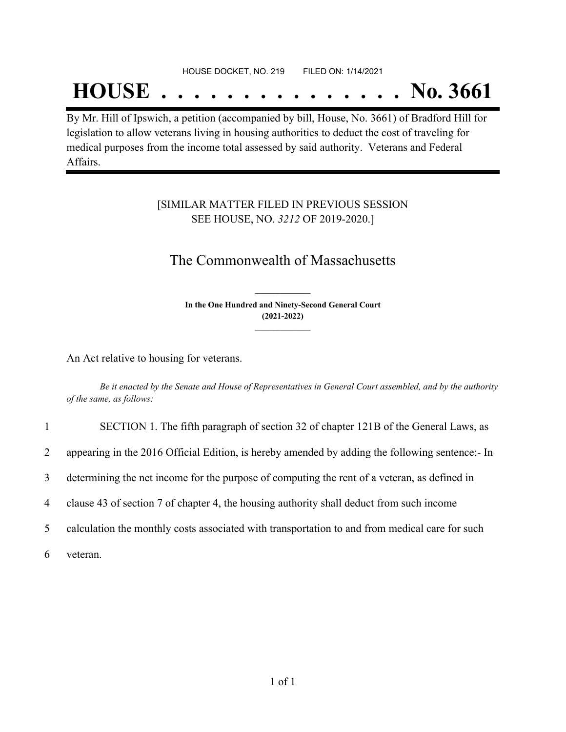HOUSE DOCKET, NO. 219 FILED ON: 1/14/2021

# HOUSE . . . . . . . . . . . . . . . No. 3661

By Mr. Hill of Ipswich, a petition (accompanied by bill, House, No. 3661) of Bradford Hill for legislation to allow veterans living in housing authorities to deduct the cost of traveling for medical purposes from the income total assessed by said authority. Veterans and Federal Affairs.

[SIMILAR MATTER FILED IN PREVIOUS SESSION
SEE HOUSE, NO. *3212* OF 2019-2020.]

## The Commonwealth of Massachusetts

**In the One Hundred and Ninety-Second General Court**
**(2021-2022)**

An Act relative to housing for veterans.

*Be it enacted by the Senate and House of Representatives in General Court assembled, and by the authority of the same, as follows:*

1 SECTION 1. The fifth paragraph of section 32 of chapter 121B of the General Laws, as
2 appearing in the 2016 Official Edition, is hereby amended by adding the following sentence:- In
3 determining the net income for the purpose of computing the rent of a veteran, as defined in
4 clause 43 of section 7 of chapter 4, the housing authority shall deduct from such income
5 calculation the monthly costs associated with transportation to and from medical care for such
6 veteran.